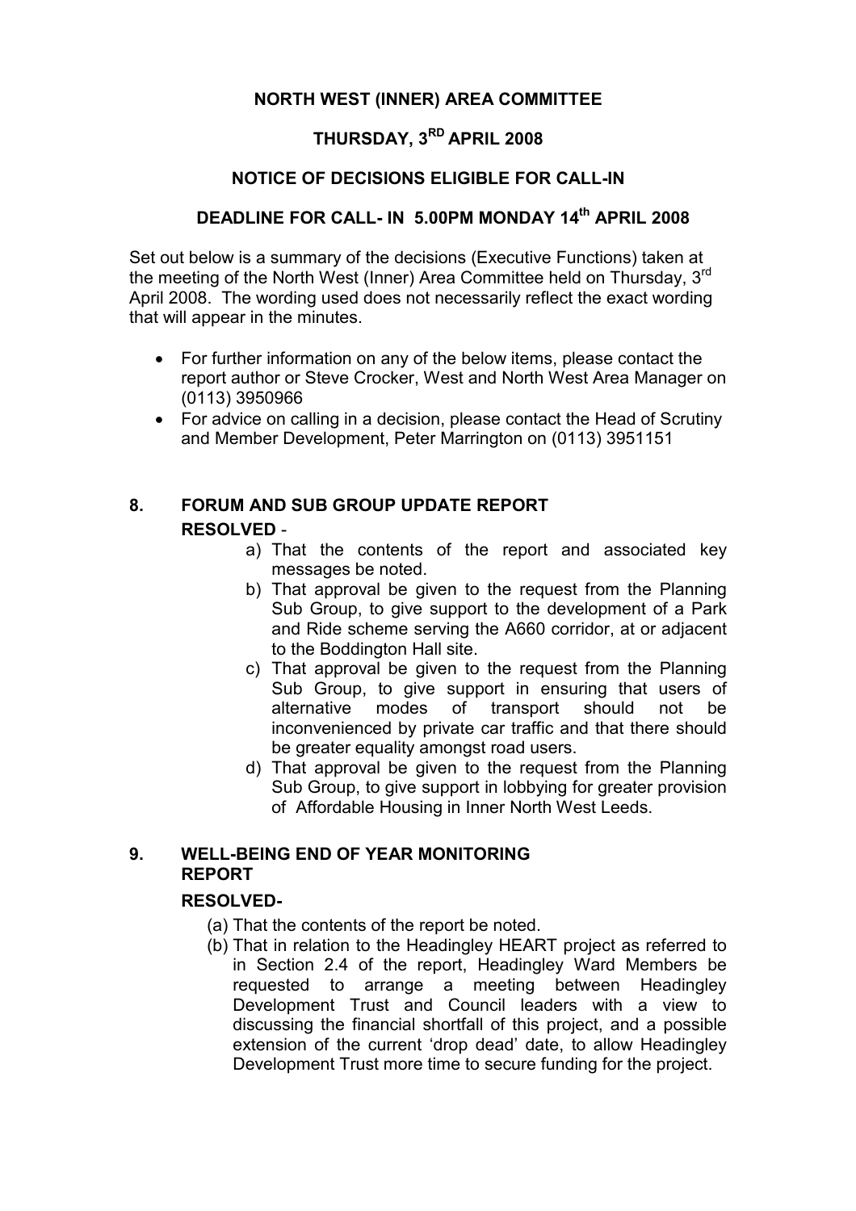# NORTH WEST (INNER) AREA COMMITTEE

## THURSDAY, 3RD APRIL 2008

## NOTICE OF DECISIONS ELIGIBLE FOR CALL-IN

## DEADLINE FOR CALL- IN 5.00PM MONDAY 14th APRIL 2008

Set out below is a summary of the decisions (Executive Functions) taken at the meeting of the North West (Inner) Area Committee held on Thursday, 3rd April 2008. The wording used does not necessarily reflect the exact wording that will appear in the minutes.

- For further information on any of the below items, please contact the report author or Steve Crocker, West and North West Area Manager on (0113) 3950966
- For advice on calling in a decision, please contact the Head of Scrutiny and Member Development, Peter Marrington on (0113) 3951151

### 8. FORUM AND SUB GROUP UPDATE REPORT

**RESOLVED** -

a) That the contents of the report and associated key messages be noted.
b) That approval be given to the request from the Planning Sub Group, to give support to the development of a Park and Ride scheme serving the A660 corridor, at or adjacent to the Boddington Hall site.
c) That approval be given to the request from the Planning Sub Group, to give support in ensuring that users of alternative modes of transport should not be inconvenienced by private car traffic and that there should be greater equality amongst road users.
d) That approval be given to the request from the Planning Sub Group, to give support in lobbying for greater provision of Affordable Housing in Inner North West Leeds.

### 9. WELL-BEING END OF YEAR MONITORING REPORT

**RESOLVED-**

(a) That the contents of the report be noted.
(b) That in relation to the Headingley HEART project as referred to in Section 2.4 of the report, Headingley Ward Members be requested to arrange a meeting between Headingley Development Trust and Council leaders with a view to discussing the financial shortfall of this project, and a possible extension of the current 'drop dead' date, to allow Headingley Development Trust more time to secure funding for the project.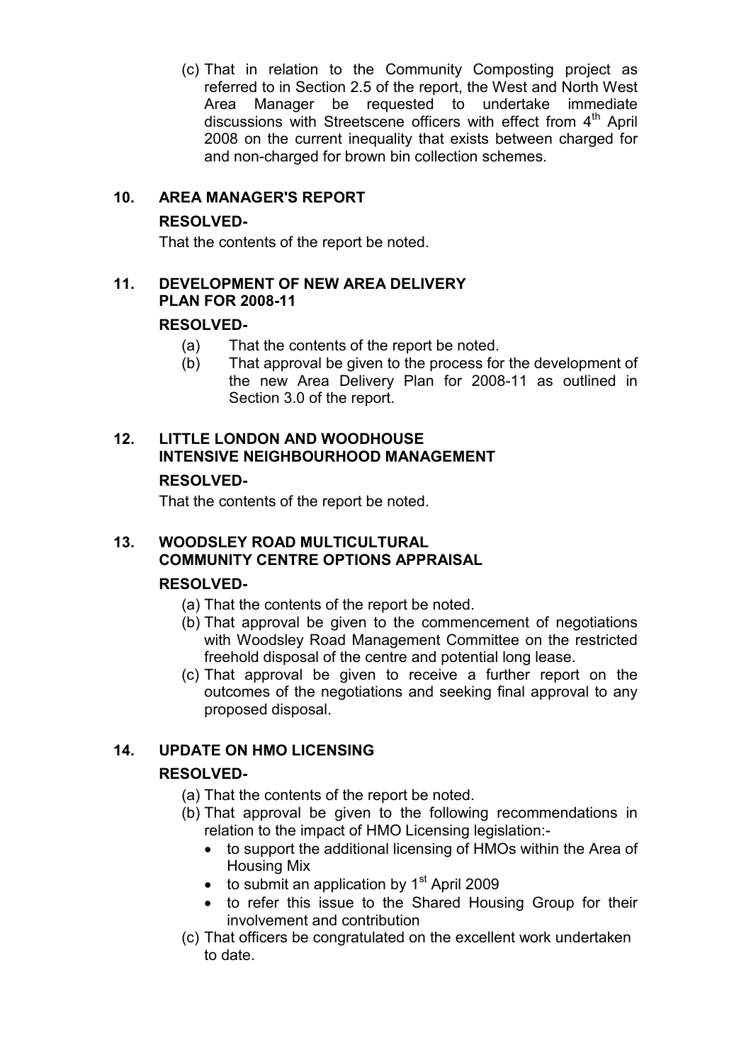(c) That in relation to the Community Composting project as referred to in Section 2.5 of the report, the West and North West Area Manager be requested to undertake immediate discussions with Streetscene officers with effect from 4th April 2008 on the current inequality that exists between charged for and non-charged for brown bin collection schemes.

## 10. AREA MANAGER'S REPORT

**RESOLVED-**

That the contents of the report be noted.

## 11. DEVELOPMENT OF NEW AREA DELIVERY PLAN FOR 2008-11

**RESOLVED-**

(a) That the contents of the report be noted.

(b) That approval be given to the process for the development of the new Area Delivery Plan for 2008-11 as outlined in Section 3.0 of the report.

## 12. LITTLE LONDON AND WOODHOUSE INTENSIVE NEIGHBOURHOOD MANAGEMENT

**RESOLVED-**

That the contents of the report be noted.

## 13. WOODSLEY ROAD MULTICULTURAL COMMUNITY CENTRE OPTIONS APPRAISAL

**RESOLVED-**

(a) That the contents of the report be noted.

(b) That approval be given to the commencement of negotiations with Woodsley Road Management Committee on the restricted freehold disposal of the centre and potential long lease.

(c) That approval be given to receive a further report on the outcomes of the negotiations and seeking final approval to any proposed disposal.

## 14. UPDATE ON HMO LICENSING

**RESOLVED-**

(a) That the contents of the report be noted.

(b) That approval be given to the following recommendations in relation to the impact of HMO Licensing legislation:-

- to support the additional licensing of HMOs within the Area of Housing Mix
- to submit an application by 1st April 2009
- to refer this issue to the Shared Housing Group for their involvement and contribution

(c) That officers be congratulated on the excellent work undertaken to date.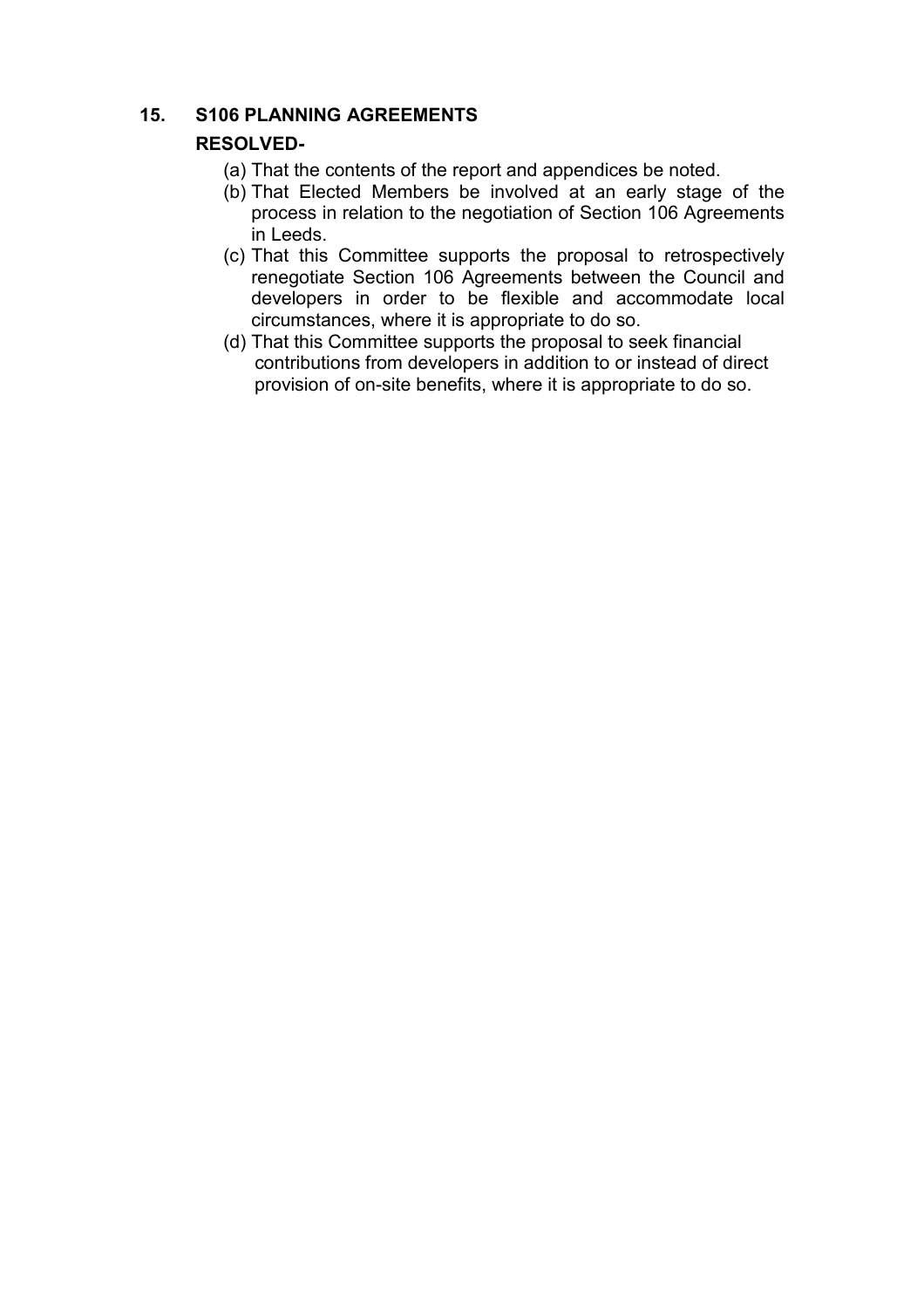## 15. S106 PLANNING AGREEMENTS

**RESOLVED-**

(a) That the contents of the report and appendices be noted.

(b) That Elected Members be involved at an early stage of the process in relation to the negotiation of Section 106 Agreements in Leeds.

(c) That this Committee supports the proposal to retrospectively renegotiate Section 106 Agreements between the Council and developers in order to be flexible and accommodate local circumstances, where it is appropriate to do so.

(d) That this Committee supports the proposal to seek financial contributions from developers in addition to or instead of direct provision of on-site benefits, where it is appropriate to do so.